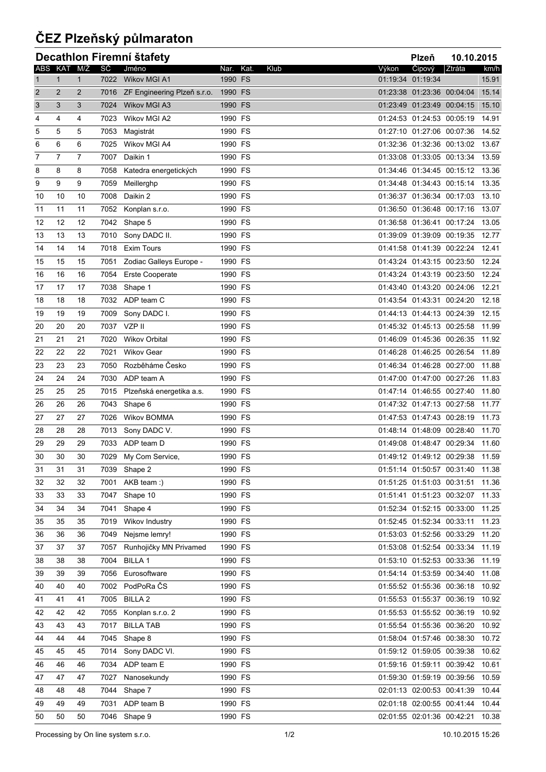# ČEZ Plzeňský půlmaraton

## Decathlon Firemní štafety

Plzeň 10.10.2015

| ABS | KAT | M/Ž | SČ | Jméno | Nar. | Kat. | Klub | Výkon | Čipový | Ztráta | km/h |
|---|---|---|---|---|---|---|---|---|---|---|---|
| 1 | 1 | 1 | 7022 | Wikov MGI A1 | 1990 | FS | | 01:19:34 | 01:19:34 | | 15.91 |
| 2 | 2 | 2 | 7016 | ZF Engineering Plzeň s.r.o. | 1990 | FS | | 01:23:38 | 01:23:36 | 00:04:04 | 15.14 |
| 3 | 3 | 3 | 7024 | Wikov MGI A3 | 1990 | FS | | 01:23:49 | 01:23:49 | 00:04:15 | 15.10 |
| 4 | 4 | 4 | 7023 | Wikov MGI A2 | 1990 | FS | | 01:24:53 | 01:24:53 | 00:05:19 | 14.91 |
| 5 | 5 | 5 | 7053 | Magistrát | 1990 | FS | | 01:27:10 | 01:27:06 | 00:07:36 | 14.52 |
| 6 | 6 | 6 | 7025 | Wikov MGI A4 | 1990 | FS | | 01:32:36 | 01:32:36 | 00:13:02 | 13.67 |
| 7 | 7 | 7 | 7007 | Daikin 1 | 1990 | FS | | 01:33:08 | 01:33:05 | 00:13:34 | 13.59 |
| 8 | 8 | 8 | 7058 | Katedra energetických | 1990 | FS | | 01:34:46 | 01:34:45 | 00:15:12 | 13.36 |
| 9 | 9 | 9 | 7059 | Meillerghp | 1990 | FS | | 01:34:48 | 01:34:43 | 00:15:14 | 13.35 |
| 10 | 10 | 10 | 7008 | Daikin 2 | 1990 | FS | | 01:36:37 | 01:36:34 | 00:17:03 | 13.10 |
| 11 | 11 | 11 | 7052 | Konplan s.r.o. | 1990 | FS | | 01:36:50 | 01:36:48 | 00:17:16 | 13.07 |
| 12 | 12 | 12 | 7042 | Shape 5 | 1990 | FS | | 01:36:58 | 01:36:41 | 00:17:24 | 13.05 |
| 13 | 13 | 13 | 7010 | Sony DADC II. | 1990 | FS | | 01:39:09 | 01:39:09 | 00:19:35 | 12.77 |
| 14 | 14 | 14 | 7018 | Exim Tours | 1990 | FS | | 01:41:58 | 01:41:39 | 00:22:24 | 12.41 |
| 15 | 15 | 15 | 7051 | Zodiac Galleys Europe - | 1990 | FS | | 01:43:24 | 01:43:15 | 00:23:50 | 12.24 |
| 16 | 16 | 16 | 7054 | Erste Cooperate | 1990 | FS | | 01:43:24 | 01:43:19 | 00:23:50 | 12.24 |
| 17 | 17 | 17 | 7038 | Shape 1 | 1990 | FS | | 01:43:40 | 01:43:20 | 00:24:06 | 12.21 |
| 18 | 18 | 18 | 7032 | ADP team C | 1990 | FS | | 01:43:54 | 01:43:31 | 00:24:20 | 12.18 |
| 19 | 19 | 19 | 7009 | Sony DADC I. | 1990 | FS | | 01:44:13 | 01:44:13 | 00:24:39 | 12.15 |
| 20 | 20 | 20 | 7037 | VZP II | 1990 | FS | | 01:45:32 | 01:45:13 | 00:25:58 | 11.99 |
| 21 | 21 | 21 | 7020 | Wikov Orbital | 1990 | FS | | 01:46:09 | 01:45:36 | 00:26:35 | 11.92 |
| 22 | 22 | 22 | 7021 | Wikov Gear | 1990 | FS | | 01:46:28 | 01:46:25 | 00:26:54 | 11.89 |
| 23 | 23 | 23 | 7050 | Rozběháme Česko | 1990 | FS | | 01:46:34 | 01:46:28 | 00:27:00 | 11.88 |
| 24 | 24 | 24 | 7030 | ADP team A | 1990 | FS | | 01:47:00 | 01:47:00 | 00:27:26 | 11.83 |
| 25 | 25 | 25 | 7015 | Plzeňská energetika a.s. | 1990 | FS | | 01:47:14 | 01:46:55 | 00:27:40 | 11.80 |
| 26 | 26 | 26 | 7043 | Shape 6 | 1990 | FS | | 01:47:32 | 01:47:13 | 00:27:58 | 11.77 |
| 27 | 27 | 27 | 7026 | Wikov BOMMA | 1990 | FS | | 01:47:53 | 01:47:43 | 00:28:19 | 11.73 |
| 28 | 28 | 28 | 7013 | Sony DADC V. | 1990 | FS | | 01:48:14 | 01:48:09 | 00:28:40 | 11.70 |
| 29 | 29 | 29 | 7033 | ADP team D | 1990 | FS | | 01:49:08 | 01:48:47 | 00:29:34 | 11.60 |
| 30 | 30 | 30 | 7029 | My Com Service, | 1990 | FS | | 01:49:12 | 01:49:12 | 00:29:38 | 11.59 |
| 31 | 31 | 31 | 7039 | Shape 2 | 1990 | FS | | 01:51:14 | 01:50:57 | 00:31:40 | 11.38 |
| 32 | 32 | 32 | 7001 | AKB team :) | 1990 | FS | | 01:51:25 | 01:51:03 | 00:31:51 | 11.36 |
| 33 | 33 | 33 | 7047 | Shape 10 | 1990 | FS | | 01:51:41 | 01:51:23 | 00:32:07 | 11.33 |
| 34 | 34 | 34 | 7041 | Shape 4 | 1990 | FS | | 01:52:34 | 01:52:15 | 00:33:00 | 11.25 |
| 35 | 35 | 35 | 7019 | Wikov Industry | 1990 | FS | | 01:52:45 | 01:52:34 | 00:33:11 | 11.23 |
| 36 | 36 | 36 | 7049 | Nejsme lemry! | 1990 | FS | | 01:53:03 | 01:52:56 | 00:33:29 | 11.20 |
| 37 | 37 | 37 | 7057 | Runhojičky MN Privamed | 1990 | FS | | 01:53:08 | 01:52:54 | 00:33:34 | 11.19 |
| 38 | 38 | 38 | 7004 | BILLA 1 | 1990 | FS | | 01:53:10 | 01:52:53 | 00:33:36 | 11.19 |
| 39 | 39 | 39 | 7056 | Eurosoftware | 1990 | FS | | 01:54:14 | 01:53:59 | 00:34:40 | 11.08 |
| 40 | 40 | 40 | 7002 | PodPoRa ČS | 1990 | FS | | 01:55:52 | 01:55:36 | 00:36:18 | 10.92 |
| 41 | 41 | 41 | 7005 | BILLA 2 | 1990 | FS | | 01:55:53 | 01:55:37 | 00:36:19 | 10.92 |
| 42 | 42 | 42 | 7055 | Konplan s.r.o. 2 | 1990 | FS | | 01:55:53 | 01:55:52 | 00:36:19 | 10.92 |
| 43 | 43 | 43 | 7017 | BILLA TAB | 1990 | FS | | 01:55:54 | 01:55:36 | 00:36:20 | 10.92 |
| 44 | 44 | 44 | 7045 | Shape 8 | 1990 | FS | | 01:58:04 | 01:57:46 | 00:38:30 | 10.72 |
| 45 | 45 | 45 | 7014 | Sony DADC VI. | 1990 | FS | | 01:59:12 | 01:59:05 | 00:39:38 | 10.62 |
| 46 | 46 | 46 | 7034 | ADP team E | 1990 | FS | | 01:59:16 | 01:59:11 | 00:39:42 | 10.61 |
| 47 | 47 | 47 | 7027 | Nanosekundy | 1990 | FS | | 01:59:30 | 01:59:19 | 00:39:56 | 10.59 |
| 48 | 48 | 48 | 7044 | Shape 7 | 1990 | FS | | 02:01:13 | 02:00:53 | 00:41:39 | 10.44 |
| 49 | 49 | 49 | 7031 | ADP team B | 1990 | FS | | 02:01:18 | 02:00:55 | 00:41:44 | 10.44 |
| 50 | 50 | 50 | 7046 | Shape 9 | 1990 | FS | | 02:01:55 | 02:01:36 | 00:42:21 | 10.38 |

Processing by On line system s.r.o. 10.10.2015 15:26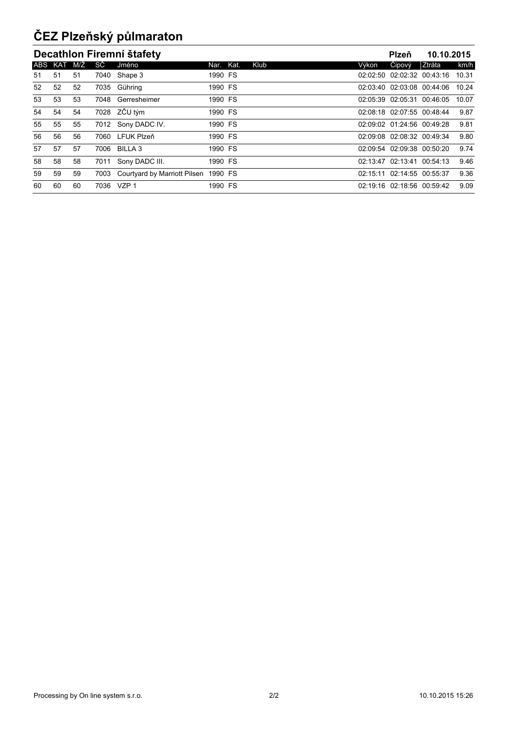# ČEZ Plzeňský půlmaraton

## Decathlon Firemní štafety

Plzeň 10.10.2015

| ABS | KAT | M/Ž | SČ | Jméno | Nar. | Kat. | Klub | Výkon | Čipový | Ztráta | km/h |
|---|---|---|---|---|---|---|---|---|---|---|---|
| 51 | 51 | 51 | 7040 | Shape 3 | 1990 | FS | | 02:02:50 | 02:02:32 | 00:43:16 | 10.31 |
| 52 | 52 | 52 | 7035 | Gühring | 1990 | FS | | 02:03:40 | 02:03:08 | 00:44:06 | 10.24 |
| 53 | 53 | 53 | 7048 | Gerresheimer | 1990 | FS | | 02:05:39 | 02:05:31 | 00:46:05 | 10.07 |
| 54 | 54 | 54 | 7028 | ZČU tým | 1990 | FS | | 02:08:18 | 02:07:55 | 00:48:44 | 9.87 |
| 55 | 55 | 55 | 7012 | Sony DADC IV. | 1990 | FS | | 02:09:02 | 01:24:56 | 00:49:28 | 9.81 |
| 56 | 56 | 56 | 7060 | LFUK Plzeň | 1990 | FS | | 02:09:08 | 02:08:32 | 00:49:34 | 9.80 |
| 57 | 57 | 57 | 7006 | BILLA 3 | 1990 | FS | | 02:09:54 | 02:09:38 | 00:50:20 | 9.74 |
| 58 | 58 | 58 | 7011 | Sony DADC III. | 1990 | FS | | 02:13:47 | 02:13:41 | 00:54:13 | 9.46 |
| 59 | 59 | 59 | 7003 | Courtyard by Marriott Pilsen | 1990 | FS | | 02:15:11 | 02:14:55 | 00:55:37 | 9.36 |
| 60 | 60 | 60 | 7036 | VZP 1 | 1990 | FS | | 02:19:16 | 02:18:56 | 00:59:42 | 9.09 |

Processing by On line system s.r.o. 10.10.2015 15:26